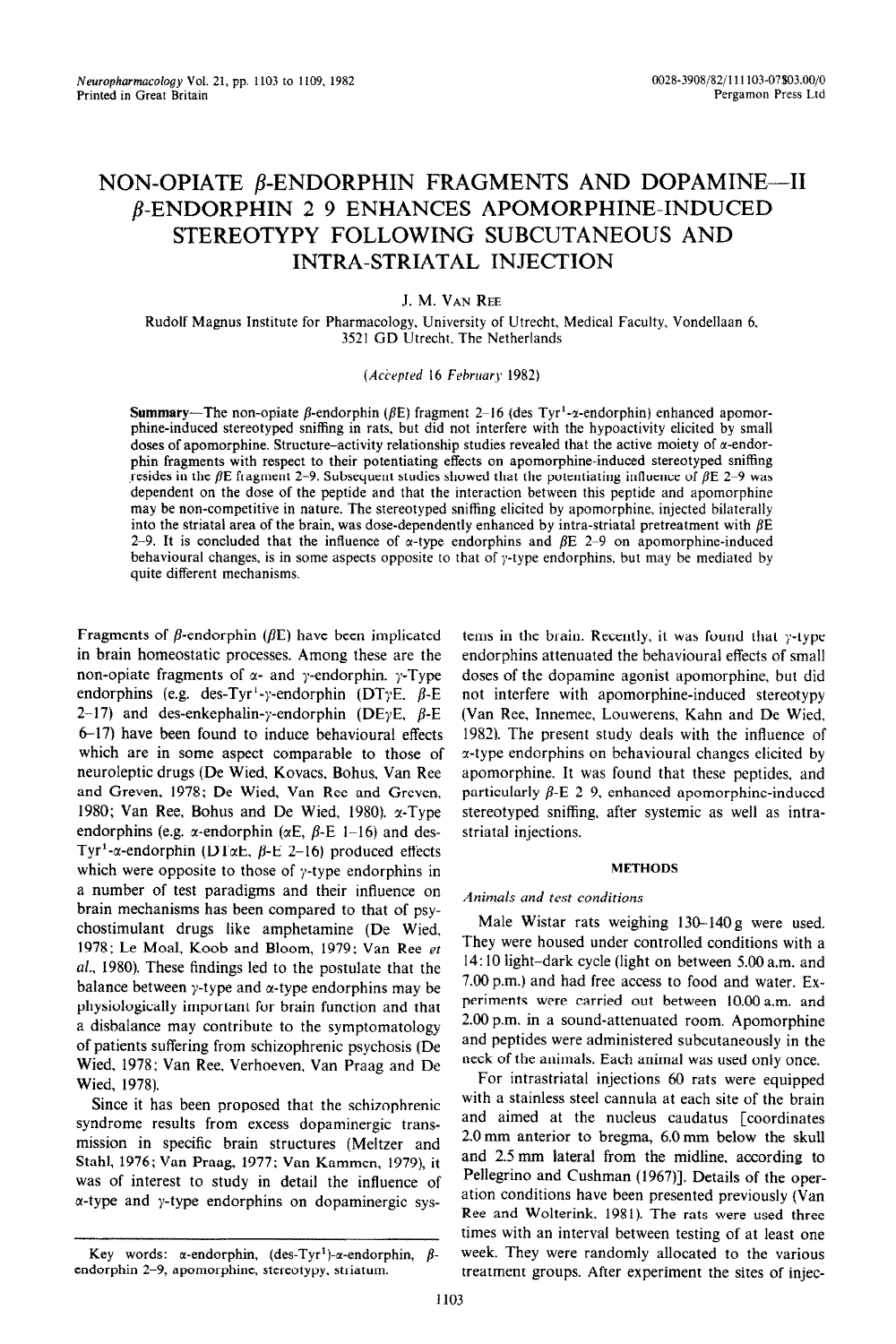# NON-OPIATE β-ENDORPHIN FRAGMENTS AND DOPAMINE—II β-ENDORPHIN 2 9 ENHANCES APOMORPHINE-INDUCED STEREOTYPY FOLLOWING SUBCUTANEOUS AND INTRA-STRIATAL INJECTION

J. M. VAN REE

Rudolf Magnus Institute for Pharmacology, University of Utrecht, Medical Faculty, Vondellaan 6, 3521 GD Utrecht, The Netherlands

(*Accepted* 16 *February* 1982)

**Summary**—The non-opiate β-endorphin (βE) fragment 2–16 (des Tyr[1]-α-endorphin) enhanced apomorphine-induced stereotyped sniffing in rats, but did not interfere with the hypoactivity elicited by small doses of apomorphine. Structure–activity relationship studies revealed that the active moiety of α-endorphin fragments with respect to their potentiating effects on apomorphine-induced stereotyped sniffing resides in the βE fragment 2–9. Subsequent studies showed that the potentiating influence of βE 2–9 was dependent on the dose of the peptide and that the interaction between this peptide and apomorphine may be non-competitive in nature. The stereotyped sniffing elicited by apomorphine, injected bilaterally into the striatal area of the brain, was dose-dependently enhanced by intra-striatal pretreatment with βE 2–9. It is concluded that the influence of α-type endorphins and βE 2–9 on apomorphine-induced behavioural changes, is in some aspects opposite to that of γ-type endorphins, but may be mediated by quite different mechanisms.

Fragments of β-endorphin (βE) have been implicated in brain homeostatic processes. Among these are the non-opiate fragments of α- and γ-endorphin. γ-Type endorphins (e.g. des-Tyr[1]-γ-endorphin (DTγE, β-E 2–17) and des-enkephalin-γ-endorphin (DEγE, β-E 6–17) have been found to induce behavioural effects which are in some aspect comparable to those of neuroleptic drugs (De Wied, Kovacs, Bohus, Van Ree and Greven, 1978; De Wied, Van Ree and Greven, 1980; Van Ree, Bohus and De Wied, 1980). α-Type endorphins (e.g. α-endorphin (αE, β-E 1–16) and des-Tyr[1]-α-endorphin (DTαE, β-E 2–16) produced effects which were opposite to those of γ-type endorphins in a number of test paradigms and their influence on brain mechanisms has been compared to that of psychostimulant drugs like amphetamine (De Wied, 1978; Le Moal, Koob and Bloom, 1979; Van Ree *et al.*, 1980). These findings led to the postulate that the balance between γ-type and α-type endorphins may be physiologically important for brain function and that a disbalance may contribute to the symptomatology of patients suffering from schizophrenic psychosis (De Wied, 1978; Van Ree, Verhoeven, Van Praag and De Wied, 1978).

Since it has been proposed that the schizophrenic syndrome results from excess dopaminergic transmission in specific brain structures (Meltzer and Stahl, 1976; Van Praag, 1977; Van Kammen, 1979), it was of interest to study in detail the influence of α-type and γ-type endorphins on dopaminergic systems in the brain. Recently, it was found that γ-type endorphins attenuated the behavioural effects of small doses of the dopamine agonist apomorphine, but did not interfere with apomorphine-induced stereotypy (Van Ree, Innemee, Louwerens, Kahn and De Wied, 1982). The present study deals with the influence of α-type endorphins on behavioural changes elicited by apomorphine. It was found that these peptides, and particularly β-E 2 9, enhanced apomorphine-induced stereotyped sniffing, after systemic as well as intra-striatal injections.

## METHODS

### *Animals and test conditions*

Male Wistar rats weighing 130–140 g were used. They were housed under controlled conditions with a 14:10 light–dark cycle (light on between 5.00 a.m. and 7.00 p.m.) and had free access to food and water. Experiments were carried out between 10.00 a.m. and 2.00 p.m. in a sound-attenuated room. Apomorphine and peptides were administered subcutaneously in the neck of the animals. Each animal was used only once.

For intrastriatal injections 60 rats were equipped with a stainless steel cannula at each site of the brain and aimed at the nucleus caudatus [coordinates 2.0 mm anterior to bregma, 6.0 mm below the skull and 2.5 mm lateral from the midline, according to Pellegrino and Cushman (1967)]. Details of the operation conditions have been presented previously (Van Ree and Wolterink, 1981). The rats were used three times with an interval between testing of at least one week. They were randomly allocated to the various treatment groups. After experiment the sites of injec-

Key words: α-endorphin, (des-Tyr[1])-α-endorphin, β-endorphin 2–9, apomorphine, stereotypy, striatum.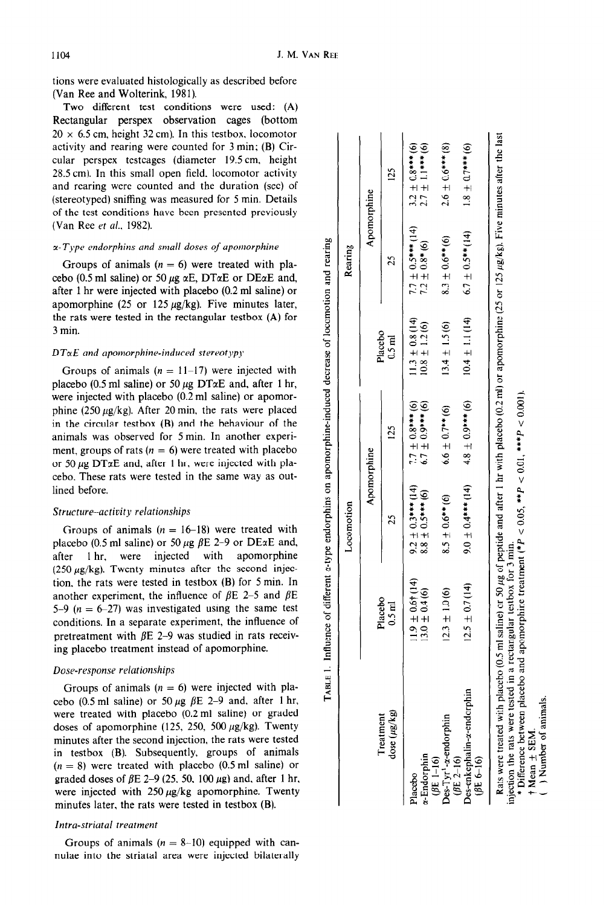tions were evaluated histologically as described before (Van Ree and Wolterink, 1981).

Two different test conditions were used: (A) Rectangular perspex observation cages (bottom 20 × 6.5 cm, height 32 cm). In this testbox, locomotor activity and rearing were counted for 3 min; (B) Circular perspex testcages (diameter 19.5 cm, height 28.5 cm). In this small open field, locomotor activity and rearing were counted and the duration (sec) of (stereotyped) sniffing was measured for 5 min. Details of the test conditions have been presented previously (Van Ree *et al.*, 1982).

### *α-Type endorphins and small doses of apomorphine*

Groups of animals ($n = 6$) were treated with placebo (0.5 ml saline) or 50 μg αE, DTαE or DEαE and, after 1 hr were injected with placebo (0.2 ml saline) or apomorphine (25 or 125 μg/kg). Five minutes later, the rats were tested in the rectangular testbox (A) for 3 min.

### *DTαE and apomorphine-induced stereotypy*

Groups of animals ($n = 11$–$17$) were injected with placebo (0.5 ml saline) or 50 μg DTαE and, after 1 hr, were injected with placebo (0.2 ml saline) or apomorphine (250 μg/kg). After 20 min, the rats were placed in the circular testbox (B) and the behaviour of the animals was observed for 5 min. In another experiment, groups of rats ($n = 6$) were treated with placebo or 50 μg DTαE and, after 1 hr, were injected with placebo. These rats were tested in the same way as outlined before.

### *Structure–activity relationships*

Groups of animals ($n = 16$–$18$) were treated with placebo (0.5 ml saline) or 50 μg βE 2–9 or DEαE and, after 1 hr, were injected with apomorphine (250 μg/kg). Twenty minutes after the second injection, the rats were tested in testbox (B) for 5 min. In another experiment, the influence of βE 2–5 and βE 5–9 ($n = 6$–$27$) was investigated using the same test conditions. In a separate experiment, the influence of pretreatment with βE 2–9 was studied in rats receiving placebo treatment instead of apomorphine.

### *Dose-response relationships*

Groups of animals ($n = 6$) were injected with placebo (0.5 ml saline) or 50 μg βE 2–9 and, after 1 hr, were treated with placebo (0.2 ml saline) or graded doses of apomorphine (125, 250, 500 μg/kg). Twenty minutes after the second injection, the rats were tested in testbox (B). Subsequently, groups of animals ($n = 8$) were treated with placebo (0.5 ml saline) or graded doses of βE 2–9 (25, 50, 100 μg) and, after 1 hr, were injected with 250 μg/kg apomorphine. Twenty minutes later, the rats were tested in testbox (B).

### *Intra-striatal treatment*

Groups of animals ($n = 8$–$10$) equipped with cannulae into the striatal area were injected bilaterally

Table 1. Influence of different α-type endorphins on apomorphine-induced decrease of locomotion and rearing

| Treatment dose (μg/kg) | Locomotion | | | Rearing | | |
|---|---|---|---|---|---|---|
| | Placebo 0.5 ml | Apomorphine 25 | Apomorphine 125 | Placebo 0.5 ml | Apomorphine 25 | Apomorphine 125 |
| Placebo | 11.9 ± 0.6† (14) | 9.2 ± 0.3*** (14) | 7.7 ± 0.8*** (6) | 11.3 ± 0.8 (14) | 7.7 ± 0.5*** (14) | 3.2 ± 0.8*** (6) |
| α-Endorphin (βE 1–16) | 13.0 ± 0.4 (6) | 8.8 ± 0.5*** (6) | 6.7 ± 0.9*** (6) | 10.8 ± 1.2 (6) | 7.2 ± 0.8* (6) | 2.7 ± 1.1*** (6) |
| Des-Tyr[1]-α-endorphin (βE 2–16) | 12.3 ± 1.0 (6) | 8.5 ± 0.6** (6) | 6.6 ± 0.7** (6) | 13.4 ± 1.5 (6) | 8.3 ± 0.6** (6) | 2.6 ± 0.6*** (8) |
| Des-enkephalin-α-endorphin (βE 6–16) | 12.5 ± 0.7 (14) | 9.0 ± 0.4*** (14) | 4.8 ± 0.9*** (6) | 10.4 ± 1.1 (14) | 6.7 ± 0.5** (14) | 1.8 ± 0.7*** (6) |

Rats were treated with placebo (0.5 ml saline) or 50 μg of peptide and after 1 hr with placebo (0.2 ml) or apomorphine (25 or 125 μg/kg). Five minutes after the last injection the rats were tested in a rectangular testbox for 3 min.

\* Difference between placebo and apomorphine treatment (*$P < 0.05$, **$P < 0.01$, ***$P < 0.001$).

† Mean ± SEM.

( ) Number of animals.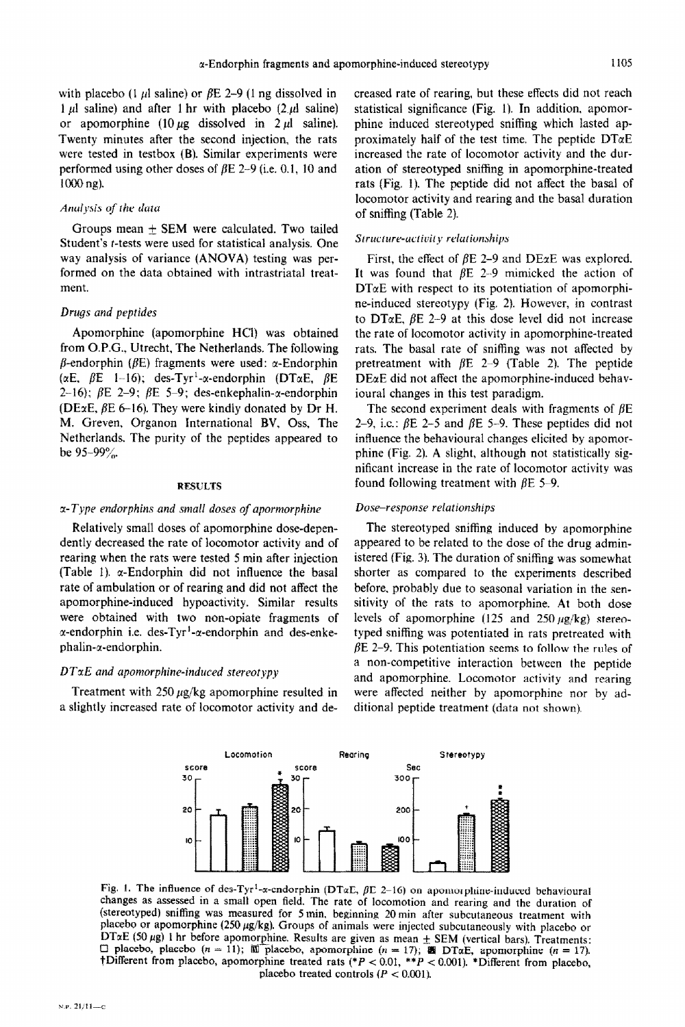with placebo (1 μl saline) or βE 2–9 (1 ng dissolved in 1 μl saline) and after 1 hr with placebo (2 μl saline) or apomorphine (10 μg dissolved in 2 μl saline). Twenty minutes after the second injection, the rats were tested in testbox (B). Similar experiments were performed using other doses of βE 2–9 (i.e. 0.1, 10 and 1000 ng).

### *Analysis of the data*

Groups mean ± SEM were calculated. Two tailed Student's *t*-tests were used for statistical analysis. One way analysis of variance (ANOVA) testing was performed on the data obtained with intrastriatal treatment.

### *Drugs and peptides*

Apomorphine (apomorphine HCl) was obtained from O.P.G., Utrecht, The Netherlands. The following β-endorphin (βE) fragments were used: α-Endorphin (αE, βE 1–16); des-Tyr[1]-α-endorphin (DTαE, βE 2–16); βE 2–9; βE 5–9; des-enkephalin-α-endorphin (DEαE, βE 6–16). They were kindly donated by Dr H. M. Greven, Organon International BV, Oss, The Netherlands. The purity of the peptides appeared to be 95–99%.

## RESULTS

### *α-Type endorphins and small doses of apormorphine*

Relatively small doses of apomorphine dose-dependently decreased the rate of locomotor activity and of rearing when the rats were tested 5 min after injection (Table 1). α-Endorphin did not influence the basal rate of ambulation or of rearing and did not affect the apomorphine-induced hypoactivity. Similar results were obtained with two non-opiate fragments of α-endorphin i.e. des-Tyr[1]-α-endorphin and des-enkephalin-α-endorphin.

### *DTαE and apomorphine-induced stereotypy*

Treatment with 250 μg/kg apomorphine resulted in a slightly increased rate of locomotor activity and decreased rate of rearing, but these effects did not reach statistical significance (Fig. 1). In addition, apomorphine induced stereotyped sniffing which lasted approximately half of the test time. The peptide DTαE increased the rate of locomotor activity and the duration of stereotyped sniffing in apomorphine-treated rats (Fig. 1). The peptide did not affect the basal of locomotor activity and rearing and the basal duration of sniffing (Table 2).

### *Structure-activity relationships*

First, the effect of βE 2–9 and DEαE was explored. It was found that βE 2–9 mimicked the action of DTαE with respect to its potentiation of apomorphine-induced stereotypy (Fig. 2). However, in contrast to DTαE, βE 2–9 at this dose level did not increase the rate of locomotor activity in apomorphine-treated rats. The basal rate of sniffing was not affected by pretreatment with βE 2–9 (Table 2). The peptide DEαE did not affect the apomorphine-induced behavioural changes in this test paradigm.

The second experiment deals with fragments of βE 2–9, i.e.: βE 2–5 and βE 5–9. These peptides did not influence the behavioural changes elicited by apomorphine (Fig. 2). A slight, although not statistically significant increase in the rate of locomotor activity was found following treatment with βE 5–9.

### *Dose–response relationships*

The stereotyped sniffing induced by apomorphine appeared to be related to the dose of the drug administered (Fig. 3). The duration of sniffing was somewhat shorter as compared to the experiments described before, probably due to seasonal variation in the sensitivity of the rats to apomorphine. At both dose levels of apomorphine (125 and 250 μg/kg) stereotyped sniffing was potentiated in rats pretreated with βE 2–9. This potentiation seems to follow the rules of a non-competitive interaction between the peptide and apomorphine. Locomotor activity and rearing were affected neither by apomorphine nor by additional peptide treatment (data not shown).

Fig. 1. The influence of des-Tyr[1]-α-endorphin (DTαE, βE 2–16) on apomorphine-induced behavioural changes as assessed in a small open field. The rate of locomotion and rearing and the duration of (stereotyped) sniffing was measured for 5 min, beginning 20 min after subcutaneous treatment with placebo or apomorphine (250 μg/kg). Groups of animals were injected subcutaneously with placebo or DTαE (50 μg) 1 hr before apomorphine. Results are given as mean ± SEM (vertical bars). Treatments: □ placebo, placebo ($n = 11$); ▥ placebo, apomorphine ($n = 17$); ▩ DTαE, apomorphine ($n = 17$). †Different from placebo, apomorphine treated rats (*$P < 0.01$, **$P < 0.001$). *Different from placebo, placebo treated controls ($P < 0.001$).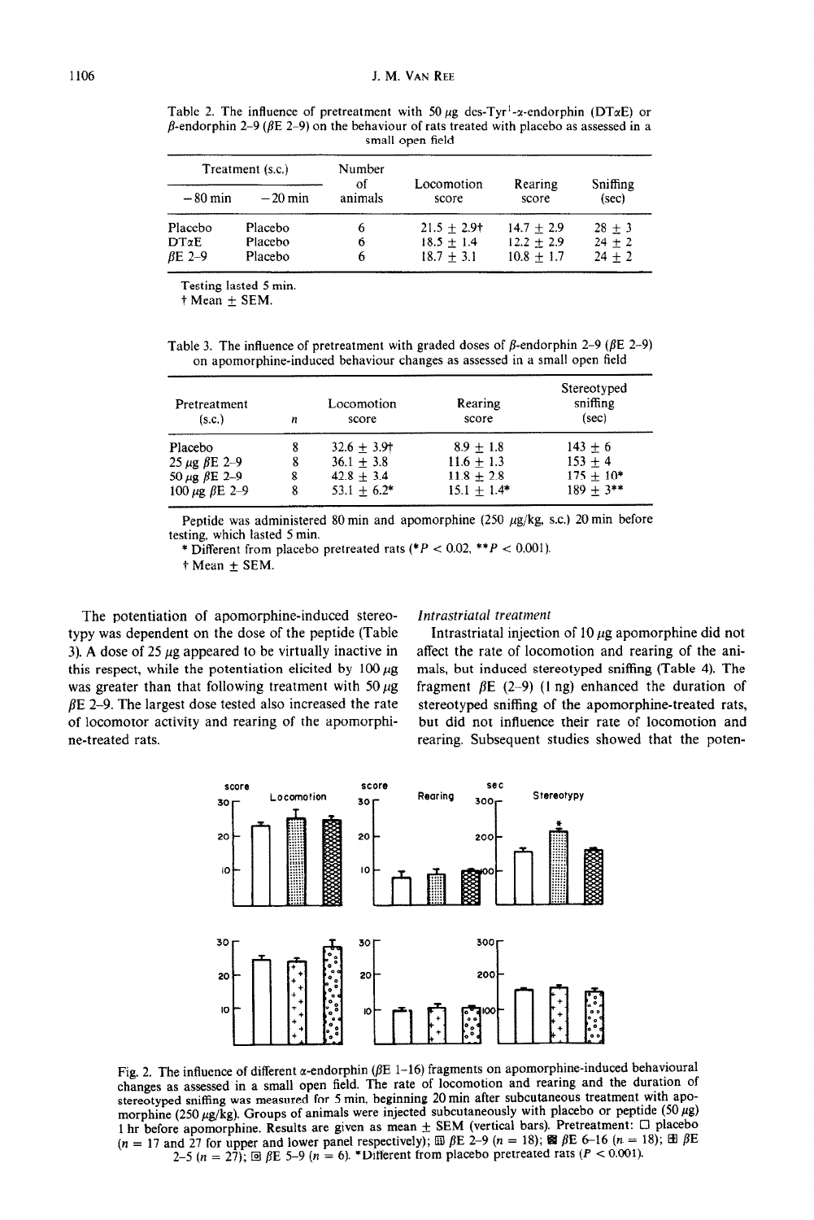Table 2. The influence of pretreatment with 50 μg des-Tyr[1]-α-endorphin (DTαE) or β-endorphin 2–9 (βE 2–9) on the behaviour of rats treated with placebo as assessed in a small open field

| Treatment (s.c.) | | Number of animals | Locomotion score | Rearing score | Sniffing (sec) |
|---|---|---|---|---|---|
| −80 min | −20 min | | | | |
| Placebo | Placebo | 6 | 21.5 ± 2.9† | 14.7 ± 2.9 | 28 ± 3 |
| DTαE | Placebo | 6 | 18.5 ± 1.4 | 12.2 ± 2.9 | 24 ± 2 |
| βE 2–9 | Placebo | 6 | 18.7 ± 3.1 | 10.8 ± 1.7 | 24 ± 2 |

Testing lasted 5 min.
† Mean ± SEM.

Table 3. The influence of pretreatment with graded doses of β-endorphin 2–9 (βE 2–9) on apomorphine-induced behaviour changes as assessed in a small open field

| Pretreatment (s.c.) | $n$ | Locomotion score | Rearing score | Stereotyped sniffing (sec) |
|---|---|---|---|---|
| Placebo | 8 | 32.6 ± 3.9† | 8.9 ± 1.8 | 143 ± 6 |
| 25 μg βE 2–9 | 8 | 36.1 ± 3.8 | 11.6 ± 1.3 | 153 ± 4 |
| 50 μg βE 2–9 | 8 | 42.8 ± 3.4 | 11.8 ± 2.8 | 175 ± 10* |
| 100 μg βE 2–9 | 8 | 53.1 ± 6.2* | 15.1 ± 1.4* | 189 ± 3** |

Peptide was administered 80 min and apomorphine (250 μg/kg, s.c.) 20 min before testing, which lasted 5 min.
* Different from placebo pretreated rats (*$P < 0.02$, **$P < 0.001$).
† Mean ± SEM.

The potentiation of apomorphine-induced stereotypy was dependent on the dose of the peptide (Table 3). A dose of 25 μg appeared to be virtually inactive in this respect, while the potentiation elicited by 100 μg was greater than that following treatment with 50 μg βE 2–9. The largest dose tested also increased the rate of locomotor activity and rearing of the apomorphine-treated rats.

*Intrastriatal treatment*

Intrastriatal injection of 10 μg apomorphine did not affect the rate of locomotion and rearing of the animals, but induced stereotyped sniffing (Table 4). The fragment βE (2–9) (1 ng) enhanced the duration of stereotyped sniffing of the apomorphine-treated rats, but did not influence their rate of locomotion and rearing. Subsequent studies showed that the poten-

Fig. 2. The influence of different α-endorphin (βE 1–16) fragments on apomorphine-induced behavioural changes as assessed in a small open field. The rate of locomotion and rearing and the duration of stereotyped sniffing was measured for 5 min, beginning 20 min after subcutaneous treatment with apomorphine (250 μg/kg). Groups of animals were injected subcutaneously with placebo or peptide (50 μg) 1 hr before apomorphine. Results are given as mean ± SEM (vertical bars). Pretreatment: □ placebo ($n$ = 17 and 27 for upper and lower panel respectively); ▥ βE 2–9 ($n$ = 18); ▩ βE 6–16 ($n$ = 18); ⊞ βE 2–5 ($n$ = 27); ⊡ βE 5–9 ($n$ = 6). *Different from placebo pretreated rats ($P < 0.001$).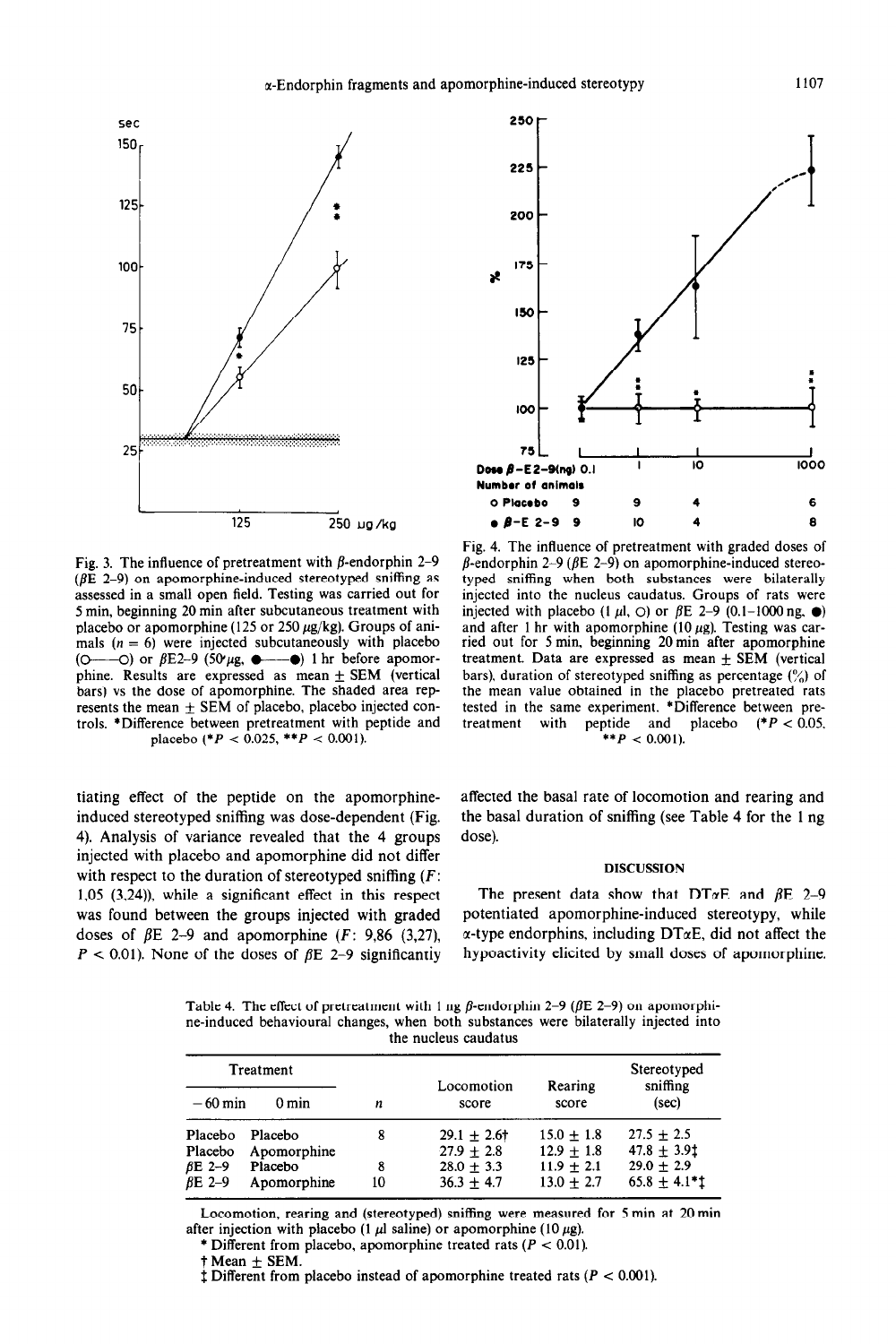Fig. 3. The influence of pretreatment with β-endorphin 2–9 (βE 2–9) on apomorphine-induced stereotyped sniffing as assessed in a small open field. Testing was carried out for 5 min, beginning 20 min after subcutaneous treatment with placebo or apomorphine (125 or 250 μg/kg). Groups of animals ($n = 6$) were injected subcutaneously with placebo (O——O) or βE2–9 (50 μg, ●——●) 1 hr before apomorphine. Results are expressed as mean ± SEM (vertical bars) vs the dose of apomorphine. The shaded area represents the mean ± SEM of placebo, placebo injected controls. *Difference between pretreatment with peptide and placebo (*$P < 0.025$, **$P < 0.001$).

Fig. 4. The influence of pretreatment with graded doses of β-endorphin 2–9 (βE 2–9) on apomorphine-induced stereotyped sniffing when both substances were bilaterally injected into the nucleus caudatus. Groups of rats were injected with placebo (1 μl, O) or βE 2–9 (0.1–1000 ng, ●) and after 1 hr with apomorphine (10 μg). Testing was carried out for 5 min, beginning 20 min after apomorphine treatment. Data are expressed as mean ± SEM (vertical bars), duration of stereotyped sniffing as percentage (%) of the mean value obtained in the placebo pretreated rats tested in the same experiment. *Difference between pretreatment with peptide and placebo (*$P < 0.05$, **$P < 0.001$).

tiating effect of the peptide on the apomorphine-induced stereotyped sniffing was dose-dependent (Fig. 4). Analysis of variance revealed that the 4 groups injected with placebo and apomorphine did not differ with respect to the duration of stereotyped sniffing ($F$: 1,05 (3,24)), while a significant effect in this respect was found between the groups injected with graded doses of βE 2–9 and apomorphine ($F$: 9,86 (3,27), $P < 0.01$). None of the doses of βE 2–9 significantly affected the basal rate of locomotion and rearing and the basal duration of sniffing (see Table 4 for the 1 ng dose).

## DISCUSSION

The present data show that DTαE and βE 2–9 potentiated apomorphine-induced stereotypy, while α-type endorphins, including DTαE, did not affect the hypoactivity elicited by small doses of apomorphine.

Table 4. The effect of pretreatment with 1 ng β-endorphin 2–9 (βE 2–9) on apomorphine-induced behavioural changes, when both substances were bilaterally injected into the nucleus caudatus

| Treatment | | | | | |
|---|---|---|---|---|---|
| −60 min | 0 min | $n$ | Locomotion score | Rearing score | Stereotyped sniffing (sec) |
| Placebo | Placebo | 8 | 29.1 ± 2.6† | 15.0 ± 1.8 | 27.5 ± 2.5 |
| Placebo | Apomorphine | | 27.9 ± 2.8 | 12.9 ± 1.8 | 47.8 ± 3.9‡ |
| βE 2–9 | Placebo | 8 | 28.0 ± 3.3 | 11.9 ± 2.1 | 29.0 ± 2.9 |
| βE 2–9 | Apomorphine | 10 | 36.3 ± 4.7 | 13.0 ± 2.7 | 65.8 ± 4.1*‡ |

Locomotion, rearing and (stereotyped) sniffing were measured for 5 min at 20 min after injection with placebo (1 μl saline) or apomorphine (10 μg).

\* Different from placebo, apomorphine treated rats ($P < 0.01$).

† Mean ± SEM.

‡ Different from placebo instead of apomorphine treated rats ($P < 0.001$).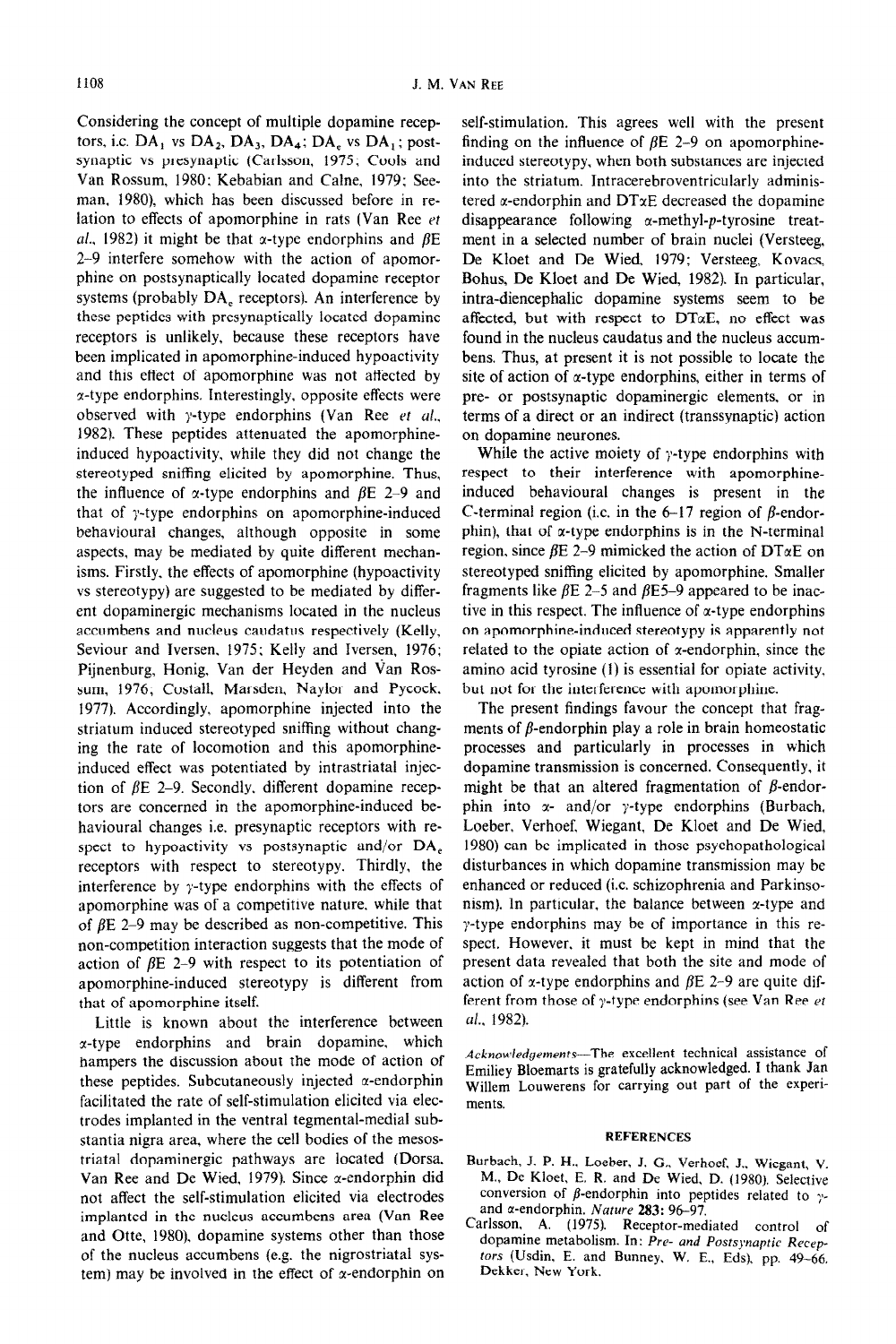Considering the concept of multiple dopamine receptors, i.e. $DA_1$ vs $DA_2$, $DA_3$, $DA_4$; $DA_e$ vs $DA_i$; postsynaptic vs presynaptic (Carlsson, 1975; Cools and Van Rossum, 1980; Kebabian and Calne, 1979; Seeman, 1980), which has been discussed before in relation to effects of apomorphine in rats (Van Ree *et al.*, 1982) it might be that α-type endorphins and βE 2–9 interfere somehow with the action of apomorphine on postsynaptically located dopamine receptor systems (probably $DA_e$ receptors). An interference by these peptides with presynaptically located dopamine receptors is unlikely, because these receptors have been implicated in apomorphine-induced hypoactivity and this effect of apomorphine was not affected by α-type endorphins. Interestingly, opposite effects were observed with γ-type endorphins (Van Ree *et al.*, 1982). These peptides attenuated the apomorphine-induced hypoactivity, while they did not change the stereotyped sniffing elicited by apomorphine. Thus, the influence of α-type endorphins and βE 2–9 and that of γ-type endorphins on apomorphine-induced behavioural changes, although opposite in some aspects, may be mediated by quite different mechanisms. Firstly, the effects of apomorphine (hypoactivity vs stereotypy) are suggested to be mediated by different dopaminergic mechanisms located in the nucleus accumbens and nucleus caudatus respectively (Kelly, Seviour and Iversen, 1975; Kelly and Iversen, 1976; Pijnenburg, Honig, Van der Heyden and Van Rossum, 1976; Costall, Marsden, Naylor and Pycock, 1977). Accordingly, apomorphine injected into the striatum induced stereotyped sniffing without changing the rate of locomotion and this apomorphine-induced effect was potentiated by intrastriatal injection of βE 2–9. Secondly, different dopamine receptors are concerned in the apomorphine-induced behavioural changes i.e. presynaptic receptors with respect to hypoactivity vs postsynaptic and/or $DA_e$ receptors with respect to stereotypy. Thirdly, the interference by γ-type endorphins with the effects of apomorphine was of a competitive nature, while that of βE 2–9 may be described as non-competitive. This non-competition interaction suggests that the mode of action of βE 2–9 with respect to its potentiation of apomorphine-induced stereotypy is different from that of apomorphine itself.

Little is known about the interference between α-type endorphins and brain dopamine, which hampers the discussion about the mode of action of these peptides. Subcutaneously injected α-endorphin facilitated the rate of self-stimulation elicited via electrodes implanted in the ventral tegmental-medial substantia nigra area, where the cell bodies of the mesostriatal dopaminergic pathways are located (Dorsa, Van Ree and De Wied, 1979). Since α-endorphin did not affect the self-stimulation elicited via electrodes implanted in the nucleus accumbens area (Van Ree and Otte, 1980), dopamine systems other than those of the nucleus accumbens (e.g. the nigrostriatal system) may be involved in the effect of α-endorphin on self-stimulation. This agrees well with the present finding on the influence of βE 2–9 on apomorphine-induced stereotypy, when both substances are injected into the striatum. Intracerebroventricularly administered α-endorphin and DTαE decreased the dopamine disappearance following α-methyl-*p*-tyrosine treatment in a selected number of brain nuclei (Versteeg, De Kloet and De Wied, 1979; Versteeg, Kovacs, Bohus, De Kloet and De Wied, 1982). In particular, intra-diencephalic dopamine systems seem to be affected, but with respect to DTαE, no effect was found in the nucleus caudatus and the nucleus accumbens. Thus, at present it is not possible to locate the site of action of α-type endorphins, either in terms of pre- or postsynaptic dopaminergic elements, or in terms of a direct or an indirect (transsynaptic) action on dopamine neurones.

While the active moiety of γ-type endorphins with respect to their interference with apomorphine-induced behavioural changes is present in the C-terminal region (i.e. in the 6–17 region of β-endorphin), that of α-type endorphins is in the N-terminal region, since βE 2–9 mimicked the action of DTαE on stereotyped sniffing elicited by apomorphine. Smaller fragments like βE 2–5 and βE5–9 appeared to be inactive in this respect. The influence of α-type endorphins on apomorphine-induced stereotypy is apparently not related to the opiate action of α-endorphin, since the amino acid tyrosine (1) is essential for opiate activity, but not for the interference with apomorphine.

The present findings favour the concept that fragments of β-endorphin play a role in brain homeostatic processes and particularly in processes in which dopamine transmission is concerned. Consequently, it might be that an altered fragmentation of β-endorphin into α- and/or γ-type endorphins (Burbach, Loeber, Verhoef, Wiegant, De Kloet and De Wied, 1980) can be implicated in those psychopathological disturbances in which dopamine transmission may be enhanced or reduced (i.e. schizophrenia and Parkinsonism). In particular, the balance between α-type and γ-type endorphins may be of importance in this respect. However, it must be kept in mind that the present data revealed that both the site and mode of action of α-type endorphins and βE 2–9 are quite different from those of γ-type endorphins (see Van Ree *et al.*, 1982).

*Acknowledgements*—The excellent technical assistance of Emiliey Bloemarts is gratefully acknowledged. I thank Jan Willem Louwerens for carrying out part of the experiments.

## REFERENCES

Burbach, J. P. H., Loeber, J. G., Verhoef, J., Wiegant, V. M., De Kloet, E. R. and De Wied, D. (1980). Selective conversion of β-endorphin into peptides related to γ- and α-endorphin. *Nature* **283:** 96–97.

Carlsson, A. (1975). Receptor-mediated control of dopamine metabolism. In: *Pre- and Postsynaptic Receptors* (Usdin, E. and Bunney, W. E., Eds), pp. 49–66. Dekker, New York.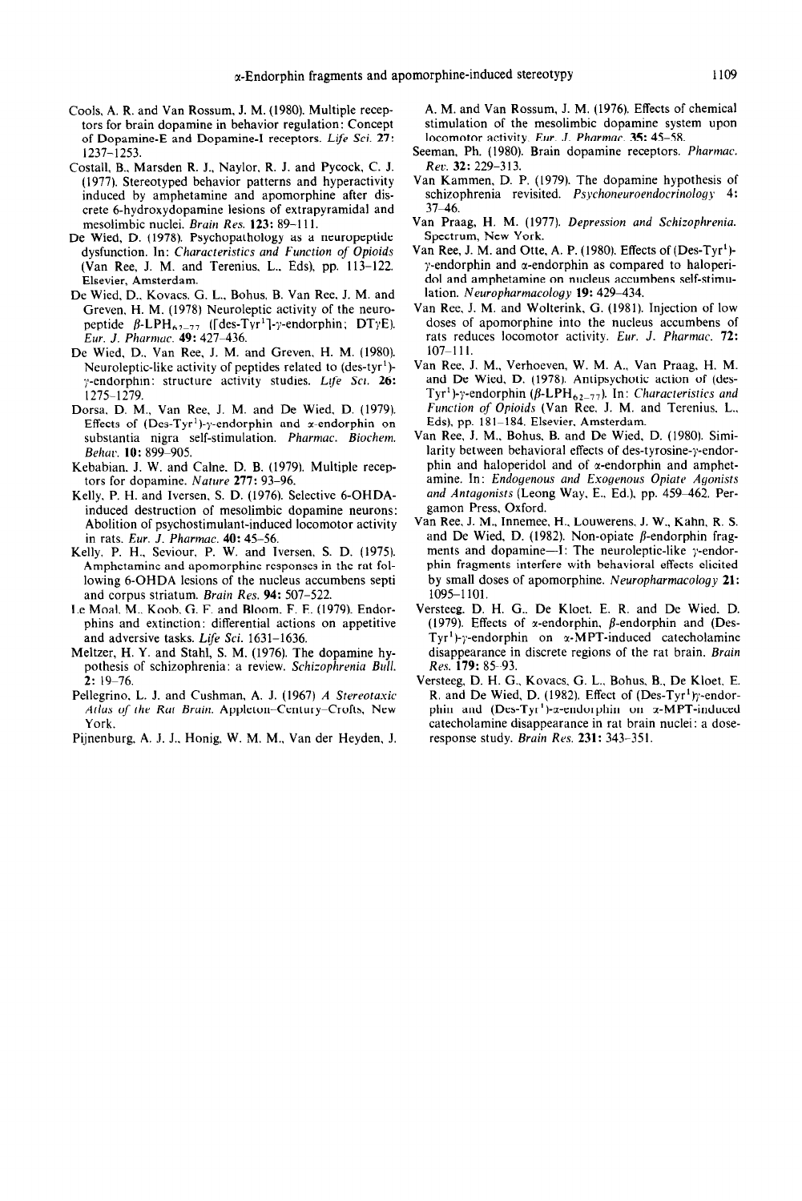Cools, A. R. and Van Rossum, J. M. (1980). Multiple receptors for brain dopamine in behavior regulation: Concept of Dopamine-E and Dopamine-I receptors. *Life Sci.* **27:** 1237–1253.

Costall, B., Marsden R. J., Naylor, R. J. and Pycock, C. J. (1977). Stereotyped behavior patterns and hyperactivity induced by amphetamine and apomorphine after discrete 6-hydroxydopamine lesions of extrapyramidal and mesolimbic nuclei. *Brain Res.* **123:** 89–111.

De Wied, D. (1978). Psychopathology as a neuropeptide dysfunction. In: *Characteristics and Function of Opioids* (Van Ree, J. M. and Terenius, L., Eds), pp. 113–122. Elsevier, Amsterdam.

De Wied, D., Kovacs, G. L., Bohus, B. Van Ree, J. M. and Greven, H. M. (1978) Neuroleptic activity of the neuropeptide $\beta$-LPH$_{62-77}$ ([des-Tyr[1]]-$\gamma$-endorphin; DT$\gamma$E). *Eur. J. Pharmac.* **49:** 427–436.

De Wied, D., Van Ree, J. M. and Greven, H. M. (1980). Neuroleptic-like activity of peptides related to (des-tyr[1])-$\gamma$-endorphin: structure activity studies. *Life Sci.* **26:** 1275–1279.

Dorsa, D. M., Van Ree, J. M. and De Wied, D. (1979). Effects of (Des-Tyr[1])-$\gamma$-endorphin and $\alpha$-endorphin on substantia nigra self-stimulation. *Pharmac. Biochem. Behav.* **10:** 899–905.

Kebabian, J. W. and Calne, D. B. (1979). Multiple receptors for dopamine. *Nature* **277:** 93–96.

Kelly, P. H. and Iversen, S. D. (1976). Selective 6-OHDA-induced destruction of mesolimbic dopamine neurons: Abolition of psychostimulant-induced locomotor activity in rats. *Eur. J. Pharmac.* **40:** 45–56.

Kelly, P. H., Seviour, P. W. and Iversen, S. D. (1975). Amphetamine and apomorphine responses in the rat following 6-OHDA lesions of the nucleus accumbens septi and corpus striatum. *Brain Res.* **94:** 507–522.

Le Moal, M., Koob, G. F. and Bloom, F. E. (1979). Endorphins and extinction: differential actions on appetitive and adversive tasks. *Life Sci.* 1631–1636.

Meltzer, H. Y. and Stahl, S. M. (1976). The dopamine hypothesis of schizophrenia: a review. *Schizophrenia Bull.* **2:** 19–76.

Pellegrino, L. J. and Cushman, A. J. (1967) *A Stereotaxic Atlas of the Rat Brain.* Appleton-Century-Crofts, New York.

Pijnenburg, A. J. J., Honig, W. M. M., Van der Heyden, J. A. M. and Van Rossum, J. M. (1976). Effects of chemical stimulation of the mesolimbic dopamine system upon locomotor activity. *Eur. J. Pharmac.* **35:** 45–58.

Seeman, Ph. (1980). Brain dopamine receptors. *Pharmac. Rev.* **32:** 229–313.

Van Kammen, D. P. (1979). The dopamine hypothesis of schizophrenia revisited. *Psychoneuroendocrinology* **4:** 37–46.

Van Praag, H. M. (1977). *Depression and Schizophrenia.* Spectrum, New York.

Van Ree, J. M. and Otte, A. P. (1980). Effects of (Des-Tyr[1])-$\gamma$-endorphin and $\alpha$-endorphin as compared to haloperidol and amphetamine on nucleus accumbens self-stimulation. *Neuropharmacology* **19:** 429–434.

Van Ree, J. M. and Wolterink, G. (1981). Injection of low doses of apomorphine into the nucleus accumbens of rats reduces locomotor activity. *Eur. J. Pharmac.* **72:** 107–111.

Van Ree, J. M., Verhoeven, W. M. A., Van Praag, H. M. and De Wied, D. (1978). Antipsychotic action of (des-Tyr[1])-$\gamma$-endorphin ($\beta$-LPH$_{62-77}$). In: *Characteristics and Function of Opioids* (Van Ree, J. M. and Terenius, L., Eds), pp. 181–184. Elsevier, Amsterdam.

Van Ree, J. M., Bohus, B. and De Wied, D. (1980). Similarity between behavioral effects of des-tyrosine-$\gamma$-endorphin and haloperidol and of $\alpha$-endorphin and amphetamine. In: *Endogenous and Exogenous Opiate Agonists and Antagonists* (Leong Way, E., Ed.), pp. 459–462. Pergamon Press, Oxford.

Van Ree, J. M., Innemee, H., Louwerens, J. W., Kahn, R. S. and De Wied, D. (1982). Non-opiate $\beta$-endorphin fragments and dopamine—I: The neuroleptic-like $\gamma$-endorphin fragments interfere with behavioral effects elicited by small doses of apomorphine. *Neuropharmacology* **21:** 1095–1101.

Versteeg, D. H. G., De Kloet, E. R. and De Wied, D. (1979). Effects of $\alpha$-endorphin, $\beta$-endorphin and (Des-Tyr[1])-$\gamma$-endorphin on $\alpha$-MPT-induced catecholamine disappearance in discrete regions of the rat brain. *Brain Res.* **179:** 85–93.

Versteeg, D. H. G., Kovacs, G. L., Bohus, B., De Kloet, E. R. and De Wied, D. (1982). Effect of (Des-Tyr[1])$\gamma$-endorphin and (Des-Tyr[1])-$\alpha$-endorphin on $\alpha$-MPT-induced catecholamine disappearance in rat brain nuclei: a dose-response study. *Brain Res.* **231:** 343–351.